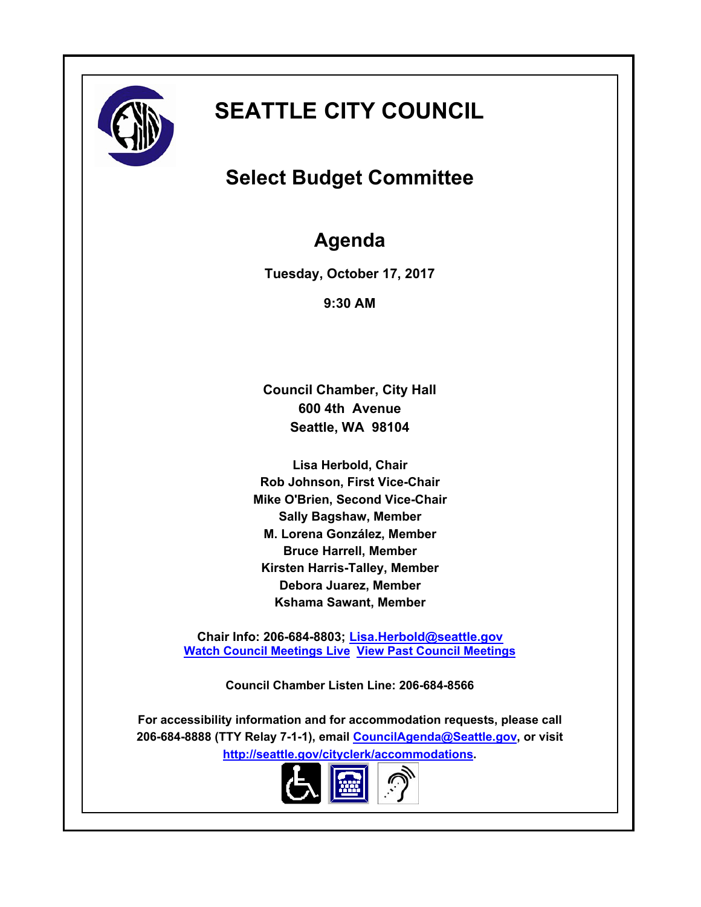# SEATTLE CITY COUNCIL

## Select Budget Committee

## Agenda

**Tuesday, October 17, 2017**

**9:30 AM**

**Council Chamber, City Hall**
**600 4th Avenue**
**Seattle, WA 98104**

**Lisa Herbold, Chair**
**Rob Johnson, First Vice-Chair**
**Mike O'Brien, Second Vice-Chair**
**Sally Bagshaw, Member**
**M. Lorena González, Member**
**Bruce Harrell, Member**
**Kirsten Harris-Talley, Member**
**Debora Juarez, Member**
**Kshama Sawant, Member**

**Chair Info: 206-684-8803; Lisa.Herbold@seattle.gov**
**Watch Council Meetings Live View Past Council Meetings**

**Council Chamber Listen Line: 206-684-8566**

**For accessibility information and for accommodation requests, please call 206-684-8888 (TTY Relay 7-1-1), email CouncilAgenda@Seattle.gov, or visit http://seattle.gov/cityclerk/accommodations.**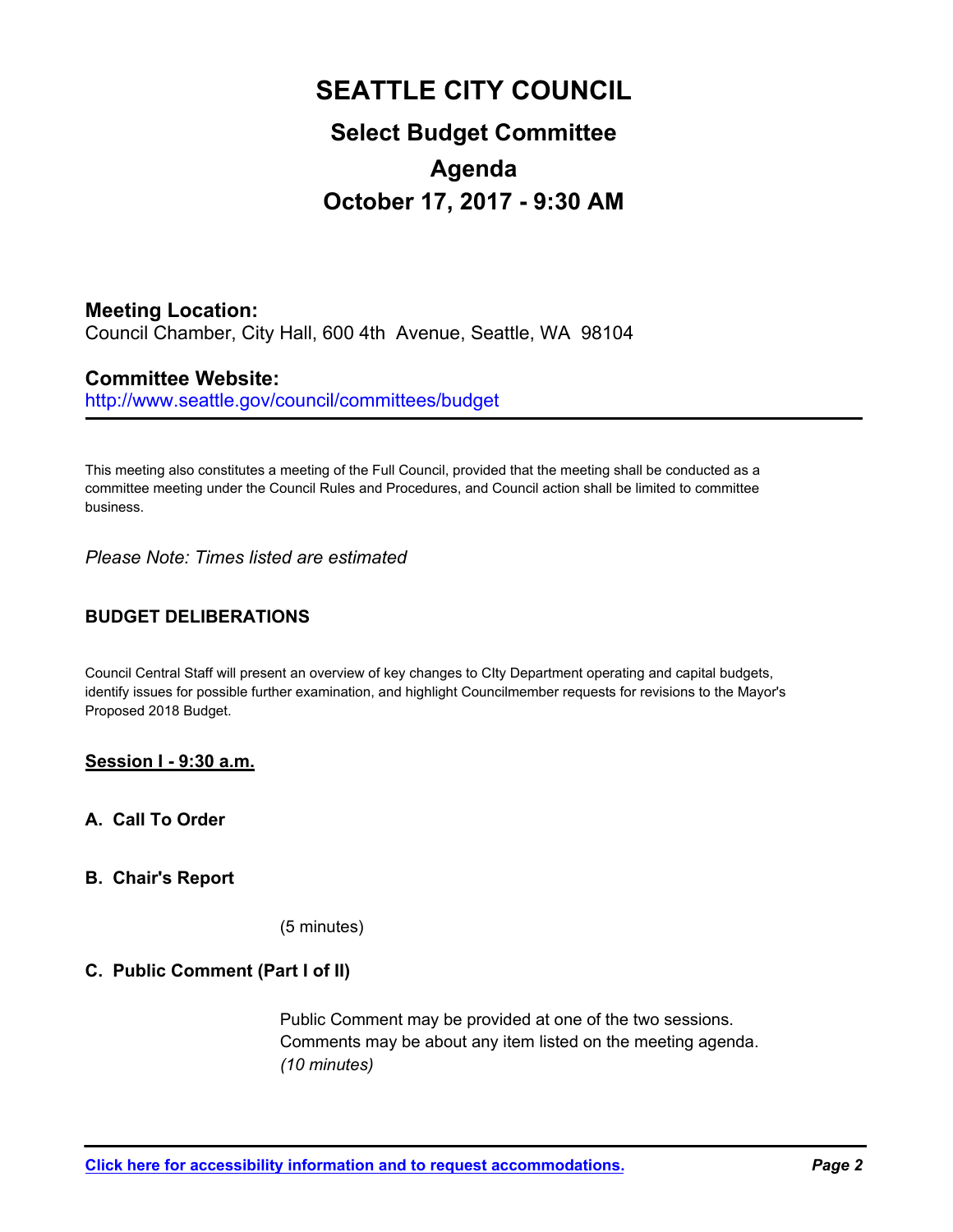# SEATTLE CITY COUNCIL

## Select Budget Committee

## Agenda

## October 17, 2017 - 9:30 AM

**Meeting Location:**
Council Chamber, City Hall, 600 4th Avenue, Seattle, WA 98104

**Committee Website:**
http://www.seattle.gov/council/committees/budget

---

This meeting also constitutes a meeting of the Full Council, provided that the meeting shall be conducted as a committee meeting under the Council Rules and Procedures, and Council action shall be limited to committee business.

*Please Note: Times listed are estimated*

**BUDGET DELIBERATIONS**

Council Central Staff will present an overview of key changes to CIty Department operating and capital budgets, identify issues for possible further examination, and highlight Councilmember requests for revisions to the Mayor's Proposed 2018 Budget.

**Session I - 9:30 a.m.**

**A. Call To Order**

**B. Chair's Report**

(5 minutes)

**C. Public Comment (Part I of II)**

Public Comment may be provided at one of the two sessions. Comments may be about any item listed on the meeting agenda.
*(10 minutes)*

Click here for accessibility information and to request accommodations.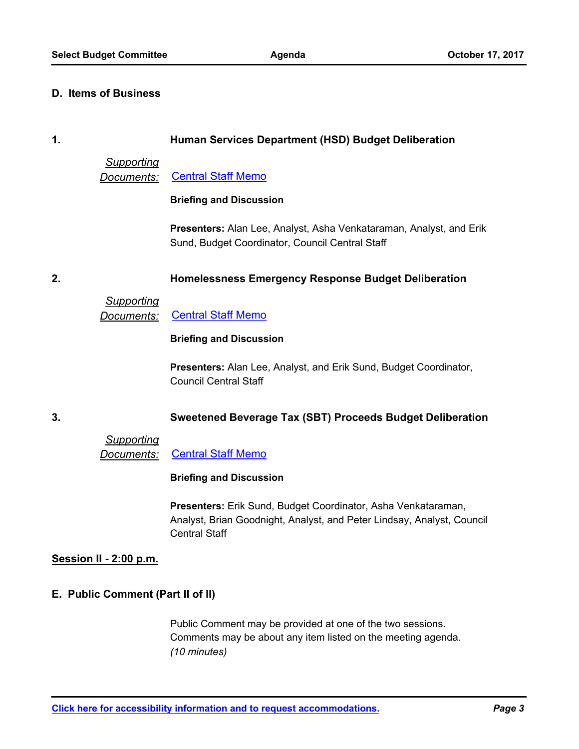## D. Items of Business

**1. Human Services Department (HSD) Budget Deliberation**

*Supporting Documents:* Central Staff Memo

**Briefing and Discussion**

**Presenters:** Alan Lee, Analyst, Asha Venkataraman, Analyst, and Erik Sund, Budget Coordinator, Council Central Staff

**2. Homelessness Emergency Response Budget Deliberation**

*Supporting Documents:* Central Staff Memo

**Briefing and Discussion**

**Presenters:** Alan Lee, Analyst, and Erik Sund, Budget Coordinator, Council Central Staff

**3. Sweetened Beverage Tax (SBT) Proceeds Budget Deliberation**

*Supporting Documents:* Central Staff Memo

**Briefing and Discussion**

**Presenters:** Erik Sund, Budget Coordinator, Asha Venkataraman, Analyst, Brian Goodnight, Analyst, and Peter Lindsay, Analyst, Council Central Staff

**Session II - 2:00 p.m.**

## E. Public Comment (Part II of II)

Public Comment may be provided at one of the two sessions. Comments may be about any item listed on the meeting agenda. *(10 minutes)*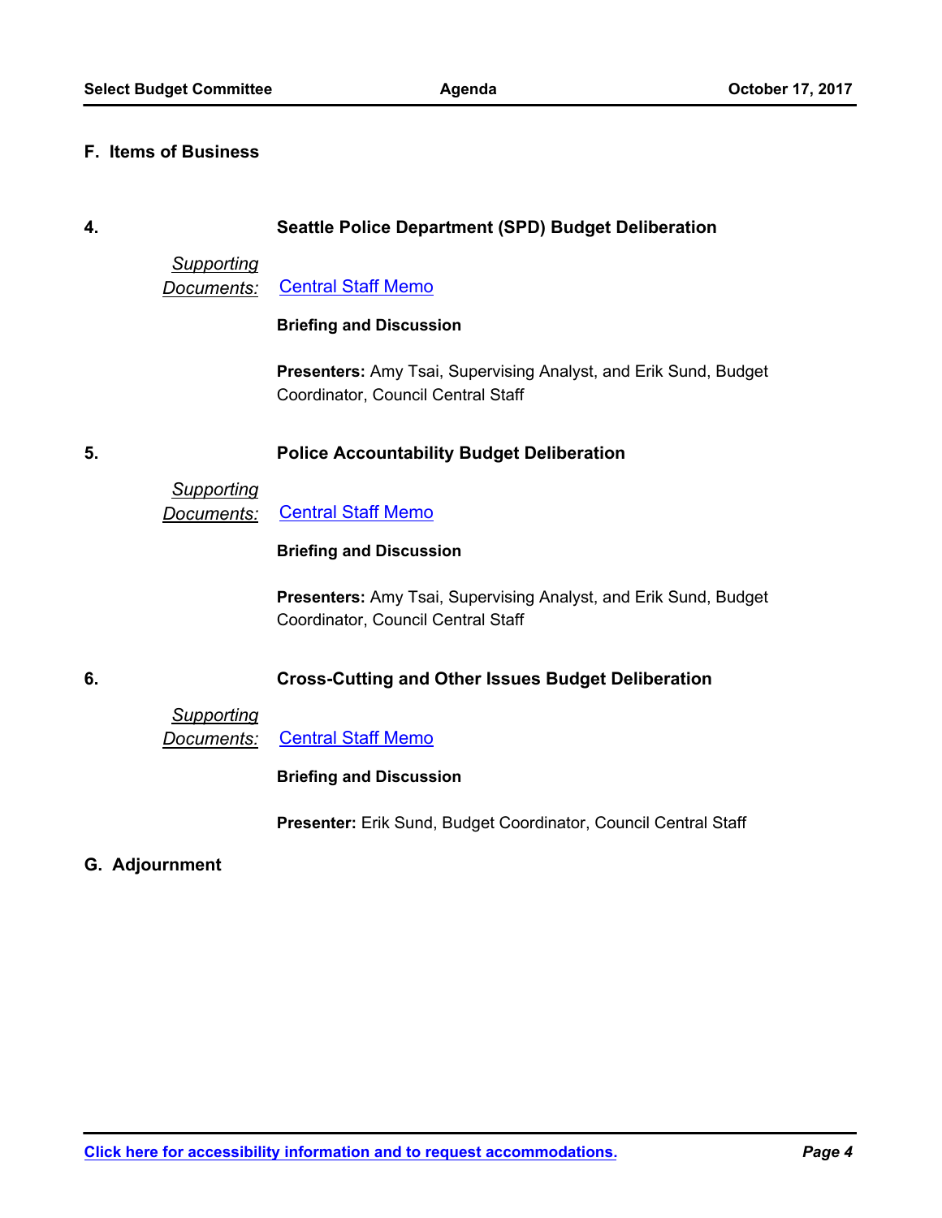## F. Items of Business

**4.** **Seattle Police Department (SPD) Budget Deliberation**

*Supporting Documents:* Central Staff Memo

**Briefing and Discussion**

**Presenters:** Amy Tsai, Supervising Analyst, and Erik Sund, Budget Coordinator, Council Central Staff

**5.** **Police Accountability Budget Deliberation**

*Supporting Documents:* Central Staff Memo

**Briefing and Discussion**

**Presenters:** Amy Tsai, Supervising Analyst, and Erik Sund, Budget Coordinator, Council Central Staff

**6.** **Cross-Cutting and Other Issues Budget Deliberation**

*Supporting Documents:* Central Staff Memo

**Briefing and Discussion**

**Presenter:** Erik Sund, Budget Coordinator, Council Central Staff

## G. Adjournment

**Click here for accessibility information and to request accommodations.**